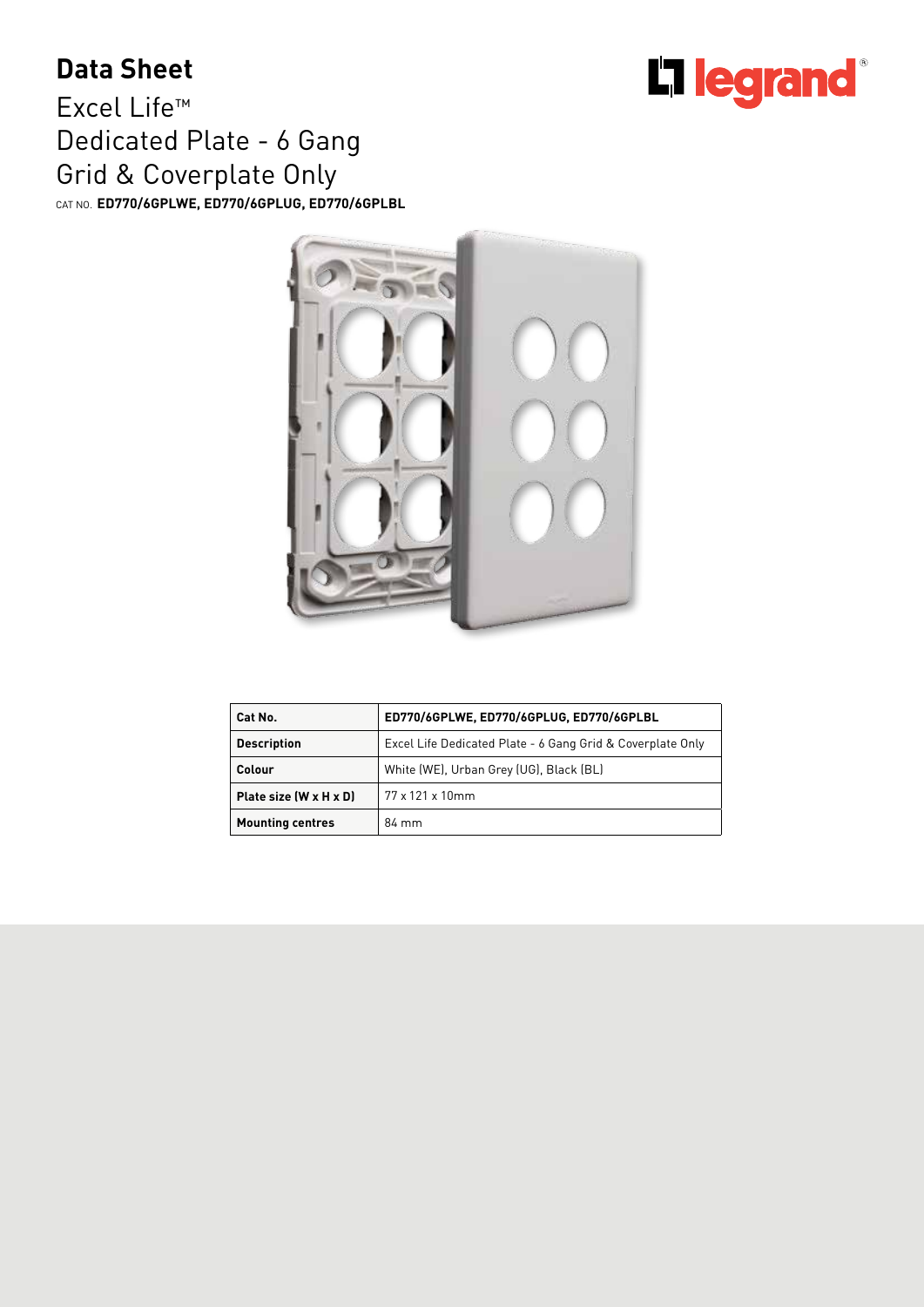# Data Sheet

## Excel Life™
## Dedicated Plate - 6 Gang
## Grid & Coverplate Only

CAT NO. **ED770/6GPLWE, ED770/6GPLUG, ED770/6GPLBL**

| Cat No. | ED770/6GPLWE, ED770/6GPLUG, ED770/6GPLBL |
|---|---|
| **Description** | Excel Life Dedicated Plate - 6 Gang Grid & Coverplate Only |
| **Colour** | White (WE), Urban Grey (UG), Black (BL) |
| **Plate size (W x H x D)** | 77 x 121 x 10mm |
| **Mounting centres** | 84 mm |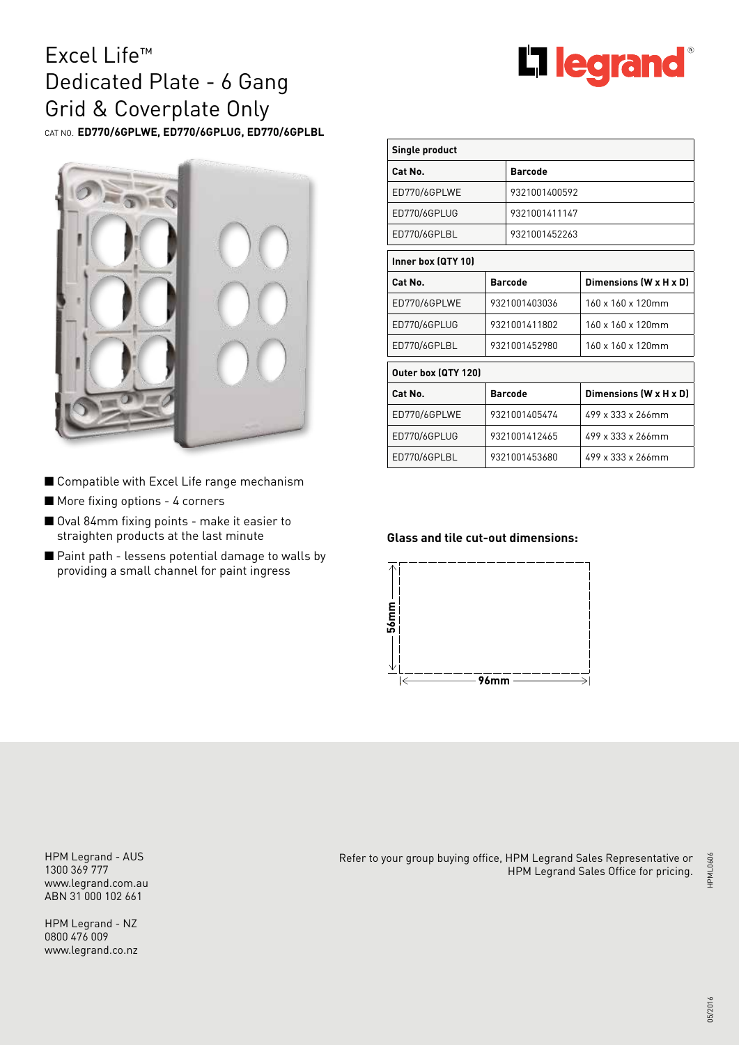# Excel Life™ Dedicated Plate - 6 Gang Grid & Coverplate Only

CAT NO. **ED770/6GPLWE, ED770/6GPLUG, ED770/6GPLBL**

- Compatible with Excel Life range mechanism
- More fixing options - 4 corners
- Oval 84mm fixing points - make it easier to straighten products at the last minute
- Paint path - lessens potential damage to walls by providing a small channel for paint ingress

| Single product | |
|---|---|
| **Cat No.** | **Barcode** |
| ED770/6GPLWE | 9321001400592 |
| ED770/6GPLUG | 9321001411147 |
| ED770/6GPLBL | 9321001452263 |

| Inner box (QTY 10) | | |
|---|---|---|
| **Cat No.** | **Barcode** | **Dimensions (W x H x D)** |
| ED770/6GPLWE | 9321001403036 | 160 x 160 x 120mm |
| ED770/6GPLUG | 9321001411802 | 160 x 160 x 120mm |
| ED770/6GPLBL | 9321001452980 | 160 x 160 x 120mm |

| Outer box (QTY 120) | | |
|---|---|---|
| **Cat No.** | **Barcode** | **Dimensions (W x H x D)** |
| ED770/6GPLWE | 9321001405474 | 499 x 333 x 266mm |
| ED770/6GPLUG | 9321001412465 | 499 x 333 x 266mm |
| ED770/6GPLBL | 9321001453680 | 499 x 333 x 266mm |

**Glass and tile cut-out dimensions:**

56mm

96mm

HPM Legrand - AUS
1300 369 777
www.legrand.com.au
ABN 31 000 102 661

HPM Legrand - NZ
0800 476 009
www.legrand.co.nz

Refer to your group buying office, HPM Legrand Sales Representative or HPM Legrand Sales Office for pricing.

HPML0606

05/2016